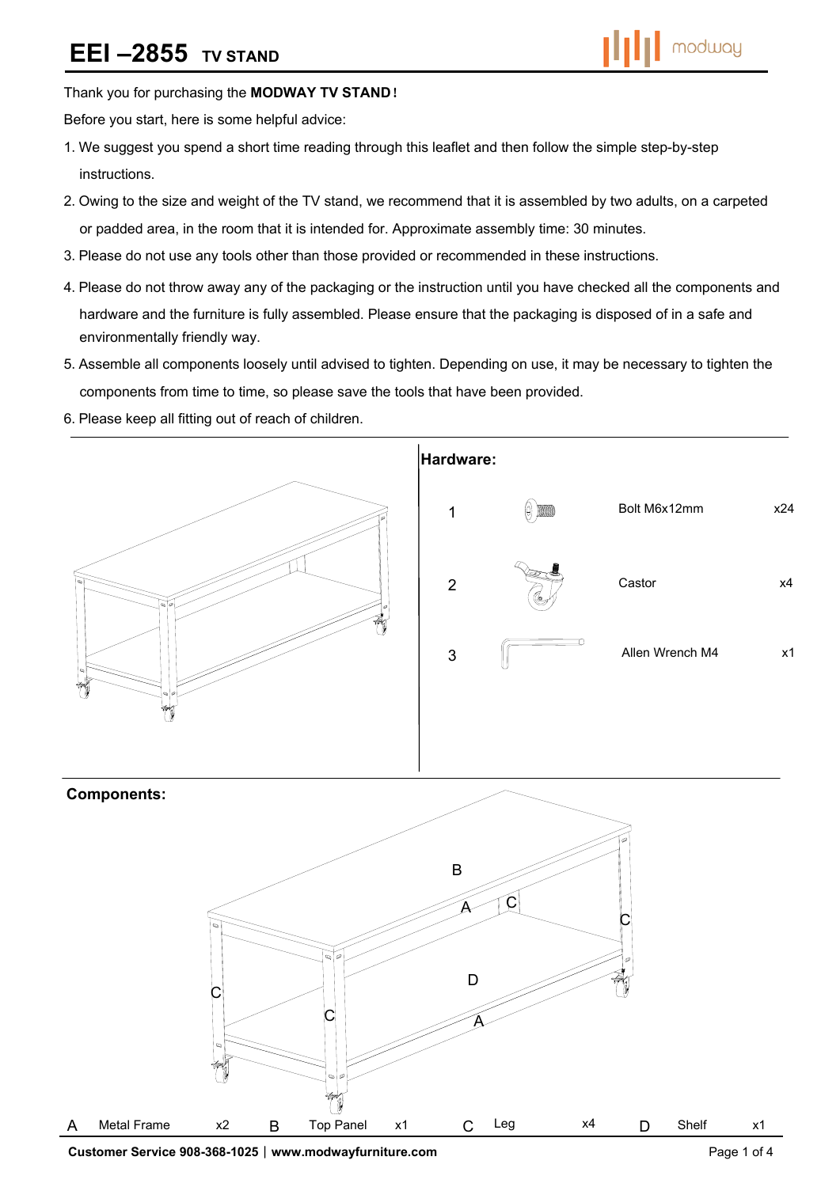# EEI –2855 TV STAND

modway

Thank you for purchasing the **MODWAY TV STAND！**

Before you start, here is some helpful advice:

1. We suggest you spend a short time reading through this leaflet and then follow the simple step-by-step instructions.
2. Owing to the size and weight of the TV stand, we recommend that it is assembled by two adults, on a carpeted or padded area, in the room that it is intended for. Approximate assembly time: 30 minutes.
3. Please do not use any tools other than those provided or recommended in these instructions.
4. Please do not throw away any of the packaging or the instruction until you have checked all the components and hardware and the furniture is fully assembled. Please ensure that the packaging is disposed of in a safe and environmentally friendly way.
5. Assemble all components loosely until advised to tighten. Depending on use, it may be necessary to tighten the components from time to time, so please save the tools that have been provided.
6. Please keep all fitting out of reach of children.

## Hardware:

| | Item | Qty |
|---|---|---|
| 1 | Bolt M6x12mm | x24 |
| 2 | Castor | x4 |
| 3 | Allen Wrench M4 | x1 |

## Components:

| | Component | Qty |
|---|---|---|
| A | Metal Frame | x2 |
| B | Top Panel | x1 |
| C | Leg | x4 |
| D | Shelf | x1 |

**Customer Service 908-368-1025｜www.modwayfurniture.com**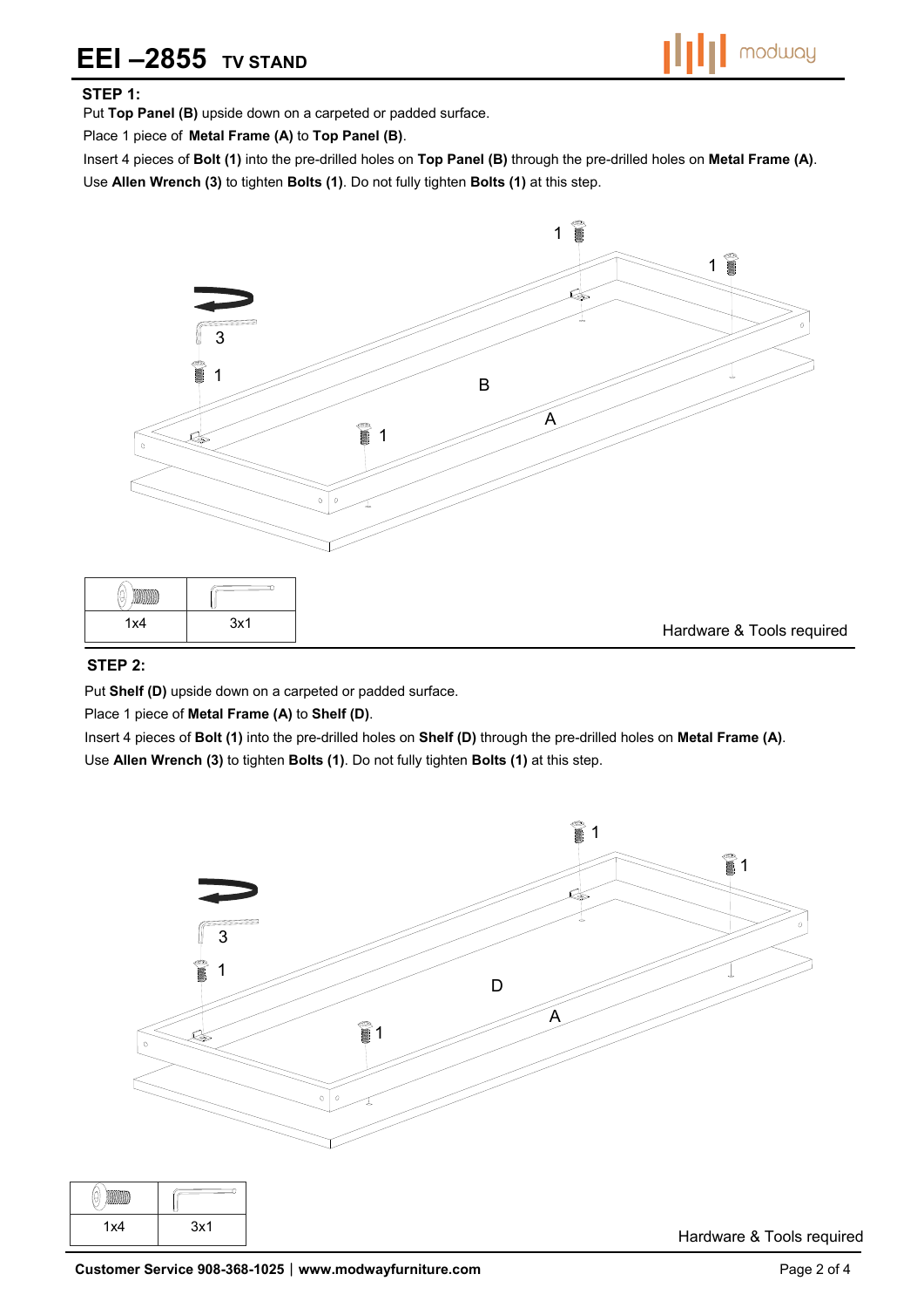# EEI –2855 TV STAND

### STEP 1:

Put **Top Panel (B)** upside down on a carpeted or padded surface.

Place 1 piece of **Metal Frame (A)** to **Top Panel (B)**.

Insert 4 pieces of **Bolt (1)** into the pre-drilled holes on **Top Panel (B)** through the pre-drilled holes on **Metal Frame (A)**.

Use **Allen Wrench (3)** to tighten **Bolts (1)**. Do not fully tighten **Bolts (1)** at this step.

| | |
|---|---|
| 1x4 | 3x1 |

Hardware & Tools required

### STEP 2:

Put **Shelf (D)** upside down on a carpeted or padded surface.

Place 1 piece of **Metal Frame (A)** to **Shelf (D)**.

Insert 4 pieces of **Bolt (1)** into the pre-drilled holes on **Shelf (D)** through the pre-drilled holes on **Metal Frame (A)**.

Use **Allen Wrench (3)** to tighten **Bolts (1)**. Do not fully tighten **Bolts (1)** at this step.

| | |
|---|---|
| 1x4 | 3x1 |

Hardware & Tools required

**Customer Service 908-368-1025** | **www.modwayfurniture.com**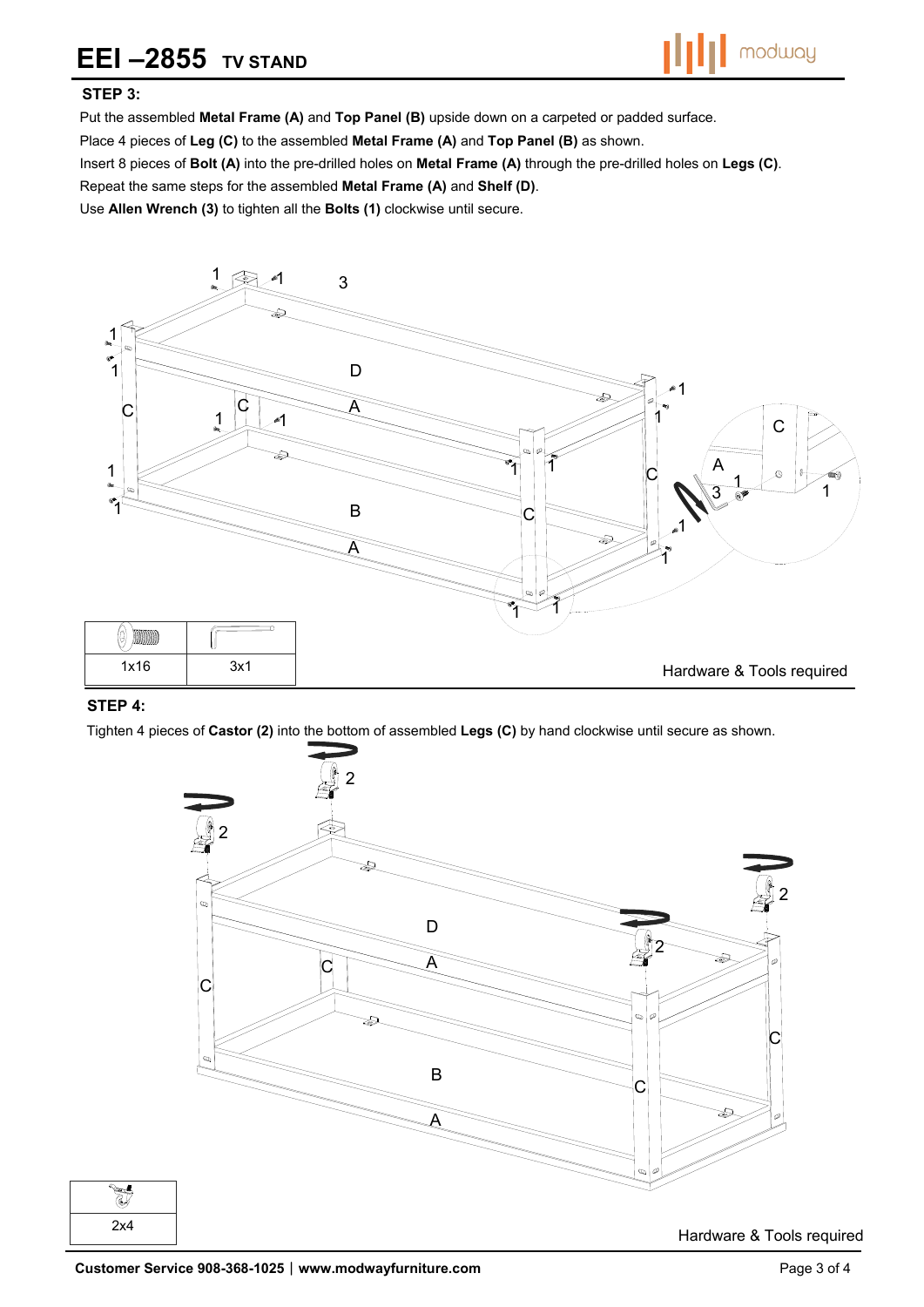## STEP 3:

Put the assembled **Metal Frame (A)** and **Top Panel (B)** upside down on a carpeted or padded surface.

Place 4 pieces of **Leg (C)** to the assembled **Metal Frame (A)** and **Top Panel (B)** as shown.

Insert 8 pieces of **Bolt (A)** into the pre-drilled holes on **Metal Frame (A)** through the pre-drilled holes on **Legs (C)**.

Repeat the same steps for the assembled **Metal Frame (A)** and **Shelf (D)**.

Use **Allen Wrench (3)** to tighten all the **Bolts (1)** clockwise until secure.

| | |
|---|---|
| 1x16 | 3x1 |

Hardware & Tools required

## STEP 4:

Tighten 4 pieces of **Castor (2)** into the bottom of assembled **Legs (C)** by hand clockwise until secure as shown.

| |
|---|
| 2x4 |

Hardware & Tools required

**Customer Service 908-368-1025 | www.modwayfurniture.com**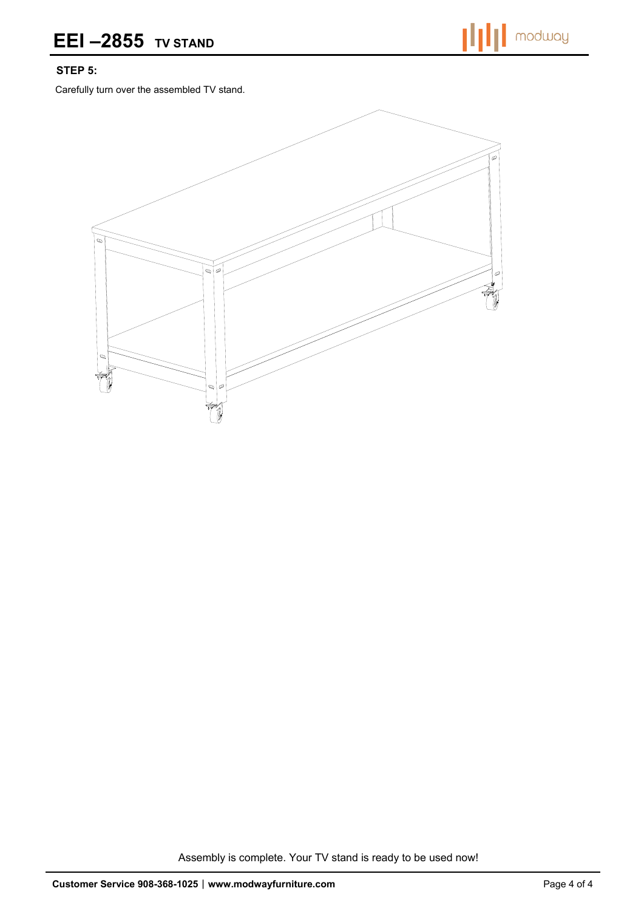# EEI –2855 TV STAND

**STEP 5:**

Carefully turn over the assembled TV stand.

Assembly is complete. Your TV stand is ready to be used now!